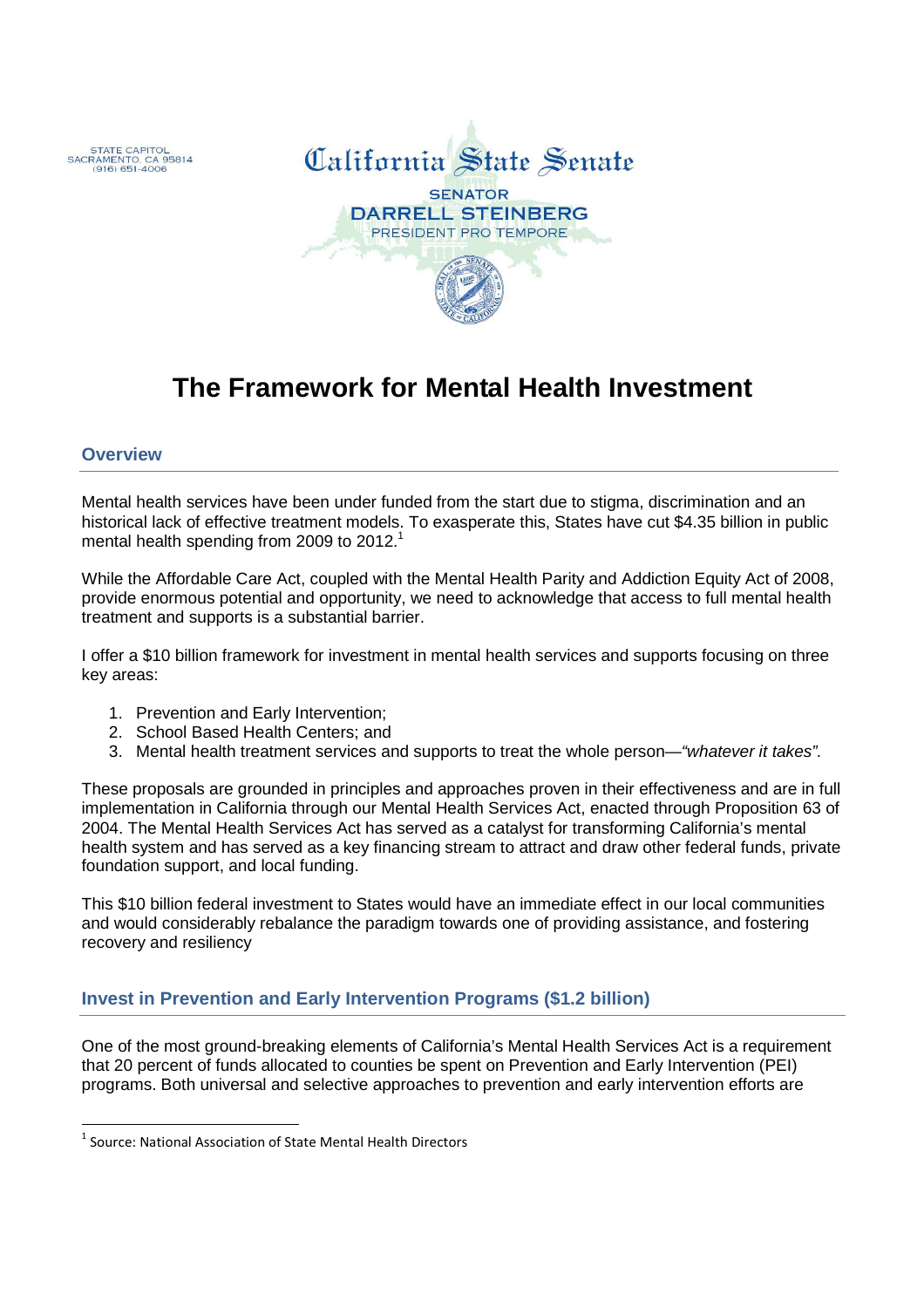STATE CAPITOL
SACRAMENTO, CA 95814
(916) 651-4006

California State Senate

SENATOR
DARRELL STEINBERG
PRESIDENT PRO TEMPORE

# The Framework for Mental Health Investment

## Overview

Mental health services have been under funded from the start due to stigma, discrimination and an historical lack of effective treatment models. To exasperate this, States have cut $4.35 billion in public mental health spending from 2009 to 2012.[1]

While the Affordable Care Act, coupled with the Mental Health Parity and Addiction Equity Act of 2008, provide enormous potential and opportunity, we need to acknowledge that access to full mental health treatment and supports is a substantial barrier.

I offer a $10 billion framework for investment in mental health services and supports focusing on three key areas:

1. Prevention and Early Intervention;
2. School Based Health Centers; and
3. Mental health treatment services and supports to treat the whole person—*"whatever it takes".*

These proposals are grounded in principles and approaches proven in their effectiveness and are in full implementation in California through our Mental Health Services Act, enacted through Proposition 63 of 2004. The Mental Health Services Act has served as a catalyst for transforming California's mental health system and has served as a key financing stream to attract and draw other federal funds, private foundation support, and local funding.

This $10 billion federal investment to States would have an immediate effect in our local communities and would considerably rebalance the paradigm towards one of providing assistance, and fostering recovery and resiliency

## Invest in Prevention and Early Intervention Programs ($1.2 billion)

One of the most ground-breaking elements of California's Mental Health Services Act is a requirement that 20 percent of funds allocated to counties be spent on Prevention and Early Intervention (PEI) programs. Both universal and selective approaches to prevention and early intervention efforts are

[1] Source: National Association of State Mental Health Directors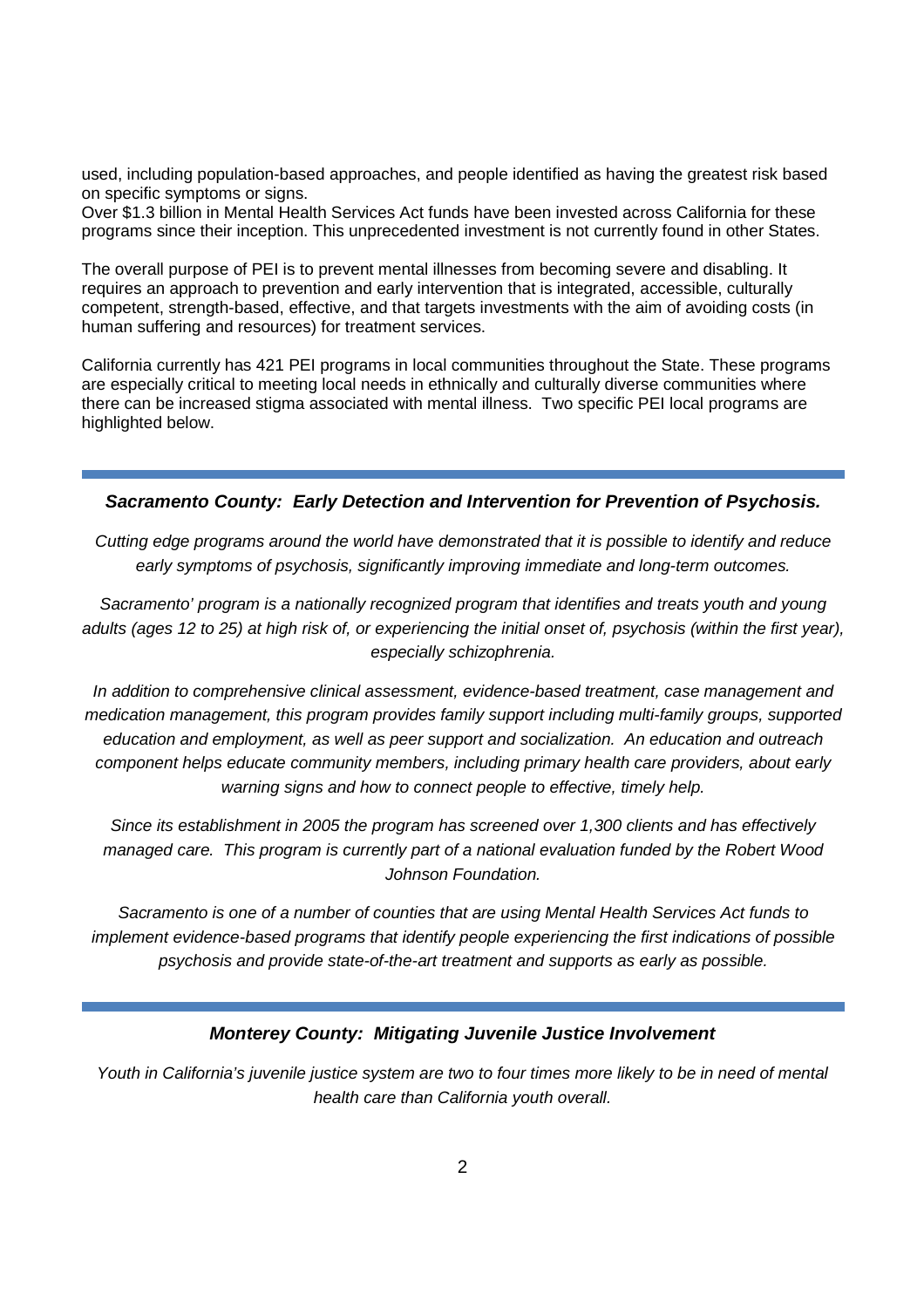used, including population-based approaches, and people identified as having the greatest risk based on specific symptoms or signs.
Over $1.3 billion in Mental Health Services Act funds have been invested across California for these programs since their inception. This unprecedented investment is not currently found in other States.

The overall purpose of PEI is to prevent mental illnesses from becoming severe and disabling. It requires an approach to prevention and early intervention that is integrated, accessible, culturally competent, strength-based, effective, and that targets investments with the aim of avoiding costs (in human suffering and resources) for treatment services.

California currently has 421 PEI programs in local communities throughout the State. These programs are especially critical to meeting local needs in ethnically and culturally diverse communities where there can be increased stigma associated with mental illness. Two specific PEI local programs are highlighted below.

---

### ***Sacramento County: Early Detection and Intervention for Prevention of Psychosis.***

*Cutting edge programs around the world have demonstrated that it is possible to identify and reduce early symptoms of psychosis, significantly improving immediate and long-term outcomes.*

*Sacramento' program is a nationally recognized program that identifies and treats youth and young adults (ages 12 to 25) at high risk of, or experiencing the initial onset of, psychosis (within the first year), especially schizophrenia.*

*In addition to comprehensive clinical assessment, evidence-based treatment, case management and medication management, this program provides family support including multi-family groups, supported education and employment, as well as peer support and socialization. An education and outreach component helps educate community members, including primary health care providers, about early warning signs and how to connect people to effective, timely help.*

*Since its establishment in 2005 the program has screened over 1,300 clients and has effectively managed care. This program is currently part of a national evaluation funded by the Robert Wood Johnson Foundation.*

*Sacramento is one of a number of counties that are using Mental Health Services Act funds to implement evidence-based programs that identify people experiencing the first indications of possible psychosis and provide state-of-the-art treatment and supports as early as possible.*

---

### ***Monterey County: Mitigating Juvenile Justice Involvement***

*Youth in California's juvenile justice system are two to four times more likely to be in need of mental health care than California youth overall.*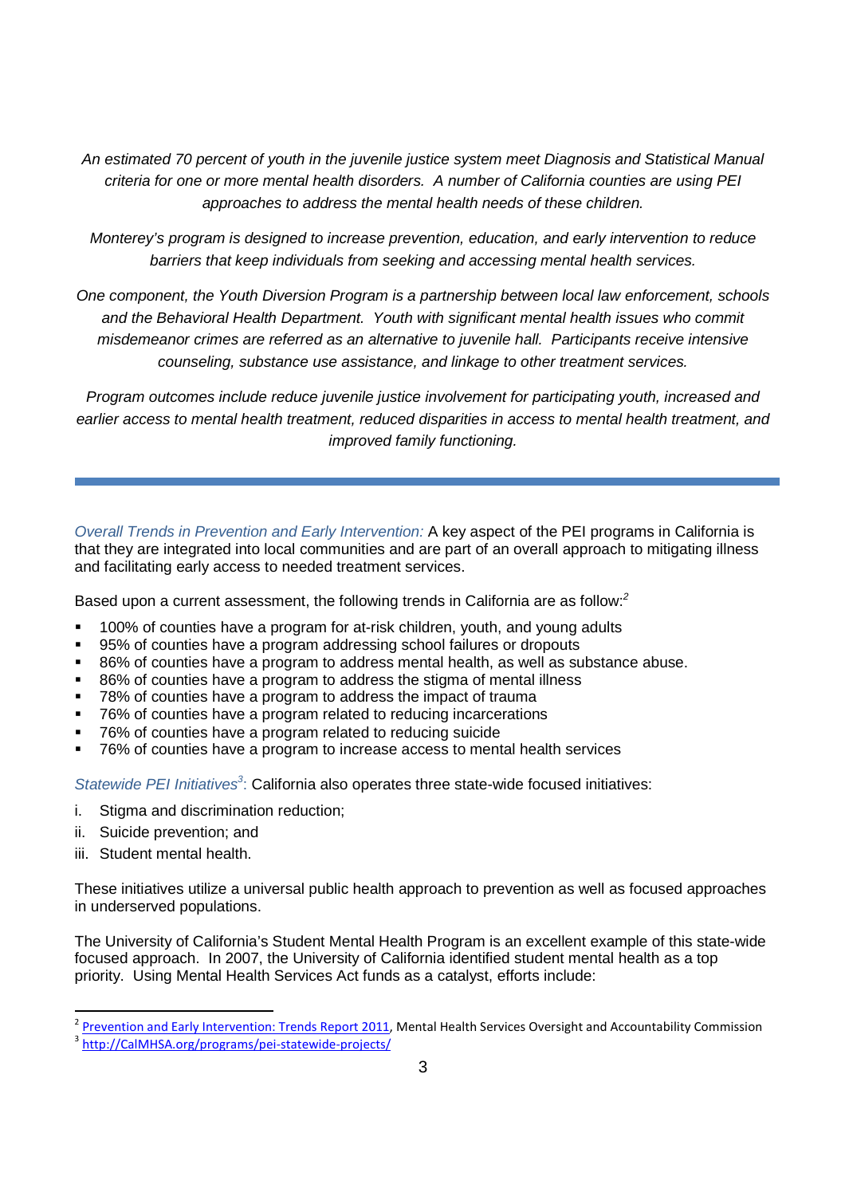*An estimated 70 percent of youth in the juvenile justice system meet Diagnosis and Statistical Manual criteria for one or more mental health disorders. A number of California counties are using PEI approaches to address the mental health needs of these children.*

*Monterey's program is designed to increase prevention, education, and early intervention to reduce barriers that keep individuals from seeking and accessing mental health services.*

*One component, the Youth Diversion Program is a partnership between local law enforcement, schools and the Behavioral Health Department. Youth with significant mental health issues who commit misdemeanor crimes are referred as an alternative to juvenile hall. Participants receive intensive counseling, substance use assistance, and linkage to other treatment services.*

*Program outcomes include reduce juvenile justice involvement for participating youth, increased and earlier access to mental health treatment, reduced disparities in access to mental health treatment, and improved family functioning.*

---

*Overall Trends in Prevention and Early Intervention:* A key aspect of the PEI programs in California is that they are integrated into local communities and are part of an overall approach to mitigating illness and facilitating early access to needed treatment services.

Based upon a current assessment, the following trends in California are as follow:[2]

- 100% of counties have a program for at-risk children, youth, and young adults
- 95% of counties have a program addressing school failures or dropouts
- 86% of counties have a program to address mental health, as well as substance abuse.
- 86% of counties have a program to address the stigma of mental illness
- 78% of counties have a program to address the impact of trauma
- 76% of counties have a program related to reducing incarcerations
- 76% of counties have a program related to reducing suicide
- 76% of counties have a program to increase access to mental health services

*Statewide PEI Initiatives*[3]: California also operates three state-wide focused initiatives:

i. Stigma and discrimination reduction;
ii. Suicide prevention; and
iii. Student mental health.

These initiatives utilize a universal public health approach to prevention as well as focused approaches in underserved populations.

The University of California's Student Mental Health Program is an excellent example of this state-wide focused approach. In 2007, the University of California identified student mental health as a top priority. Using Mental Health Services Act funds as a catalyst, efforts include:

---

[2] Prevention and Early Intervention: Trends Report 2011, Mental Health Services Oversight and Accountability Commission

[3] http://CalMHSA.org/programs/pei-statewide-projects/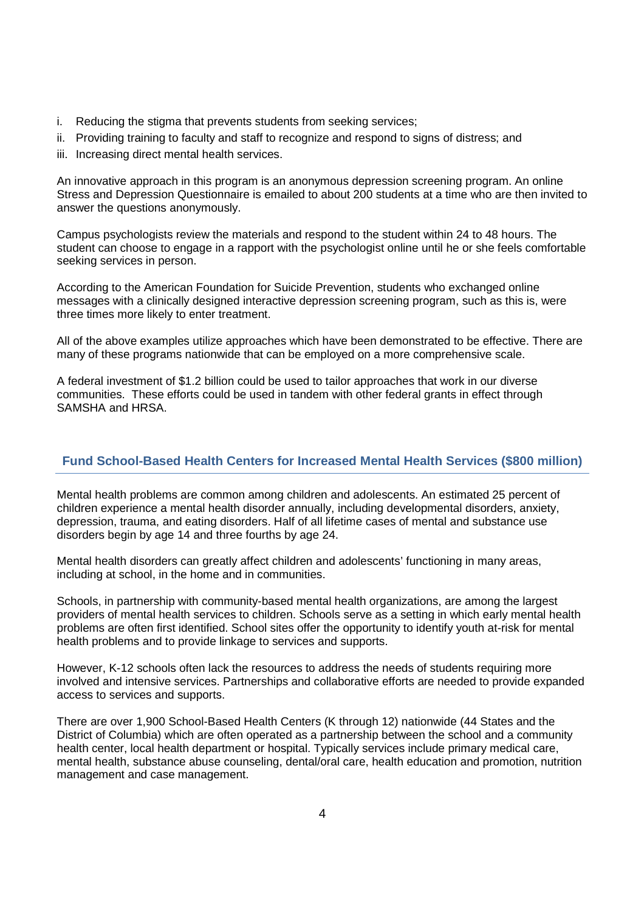i. Reducing the stigma that prevents students from seeking services;
ii. Providing training to faculty and staff to recognize and respond to signs of distress; and
iii. Increasing direct mental health services.

An innovative approach in this program is an anonymous depression screening program. An online Stress and Depression Questionnaire is emailed to about 200 students at a time who are then invited to answer the questions anonymously.

Campus psychologists review the materials and respond to the student within 24 to 48 hours. The student can choose to engage in a rapport with the psychologist online until he or she feels comfortable seeking services in person.

According to the American Foundation for Suicide Prevention, students who exchanged online messages with a clinically designed interactive depression screening program, such as this is, were three times more likely to enter treatment.

All of the above examples utilize approaches which have been demonstrated to be effective. There are many of these programs nationwide that can be employed on a more comprehensive scale.

A federal investment of $1.2 billion could be used to tailor approaches that work in our diverse communities. These efforts could be used in tandem with other federal grants in effect through SAMSHA and HRSA.

## Fund School-Based Health Centers for Increased Mental Health Services ($800 million)

Mental health problems are common among children and adolescents. An estimated 25 percent of children experience a mental health disorder annually, including developmental disorders, anxiety, depression, trauma, and eating disorders. Half of all lifetime cases of mental and substance use disorders begin by age 14 and three fourths by age 24.

Mental health disorders can greatly affect children and adolescents' functioning in many areas, including at school, in the home and in communities.

Schools, in partnership with community-based mental health organizations, are among the largest providers of mental health services to children. Schools serve as a setting in which early mental health problems are often first identified. School sites offer the opportunity to identify youth at-risk for mental health problems and to provide linkage to services and supports.

However, K-12 schools often lack the resources to address the needs of students requiring more involved and intensive services. Partnerships and collaborative efforts are needed to provide expanded access to services and supports.

There are over 1,900 School-Based Health Centers (K through 12) nationwide (44 States and the District of Columbia) which are often operated as a partnership between the school and a community health center, local health department or hospital. Typically services include primary medical care, mental health, substance abuse counseling, dental/oral care, health education and promotion, nutrition management and case management.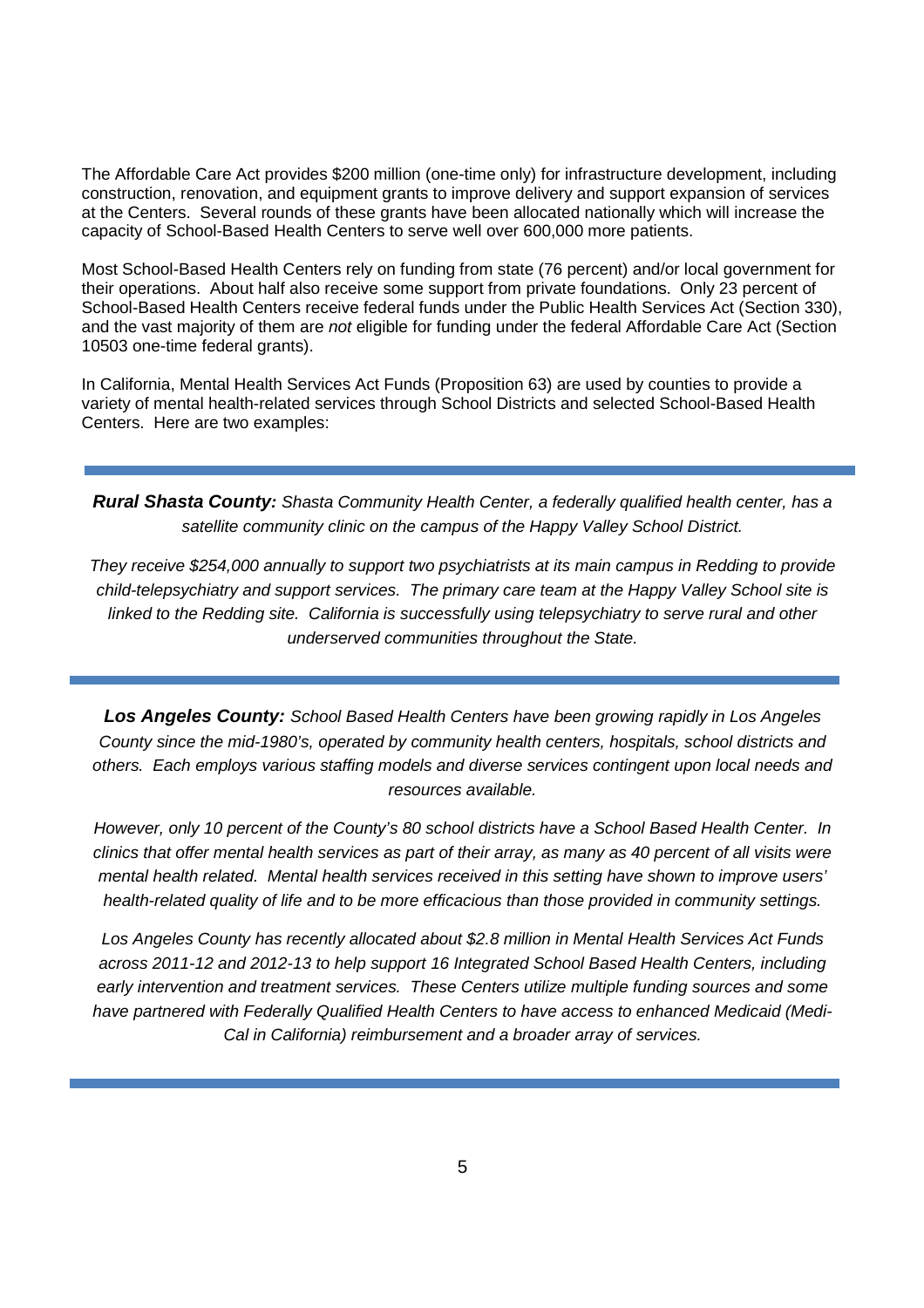The Affordable Care Act provides $200 million (one-time only) for infrastructure development, including construction, renovation, and equipment grants to improve delivery and support expansion of services at the Centers. Several rounds of these grants have been allocated nationally which will increase the capacity of School-Based Health Centers to serve well over 600,000 more patients.

Most School-Based Health Centers rely on funding from state (76 percent) and/or local government for their operations. About half also receive some support from private foundations. Only 23 percent of School-Based Health Centers receive federal funds under the Public Health Services Act (Section 330), and the vast majority of them are *not* eligible for funding under the federal Affordable Care Act (Section 10503 one-time federal grants).

In California, Mental Health Services Act Funds (Proposition 63) are used by counties to provide a variety of mental health-related services through School Districts and selected School-Based Health Centers. Here are two examples:

---

***Rural Shasta County:*** *Shasta Community Health Center, a federally qualified health center, has a satellite community clinic on the campus of the Happy Valley School District.*

*They receive $254,000 annually to support two psychiatrists at its main campus in Redding to provide child-telepsychiatry and support services. The primary care team at the Happy Valley School site is linked to the Redding site. California is successfully using telepsychiatry to serve rural and other underserved communities throughout the State.*

---

***Los Angeles County:*** *School Based Health Centers have been growing rapidly in Los Angeles County since the mid-1980's, operated by community health centers, hospitals, school districts and others. Each employs various staffing models and diverse services contingent upon local needs and resources available.*

*However, only 10 percent of the County's 80 school districts have a School Based Health Center. In clinics that offer mental health services as part of their array, as many as 40 percent of all visits were mental health related. Mental health services received in this setting have shown to improve users' health-related quality of life and to be more efficacious than those provided in community settings.*

*Los Angeles County has recently allocated about $2.8 million in Mental Health Services Act Funds across 2011-12 and 2012-13 to help support 16 Integrated School Based Health Centers, including early intervention and treatment services. These Centers utilize multiple funding sources and some have partnered with Federally Qualified Health Centers to have access to enhanced Medicaid (Medi-Cal in California) reimbursement and a broader array of services.*

---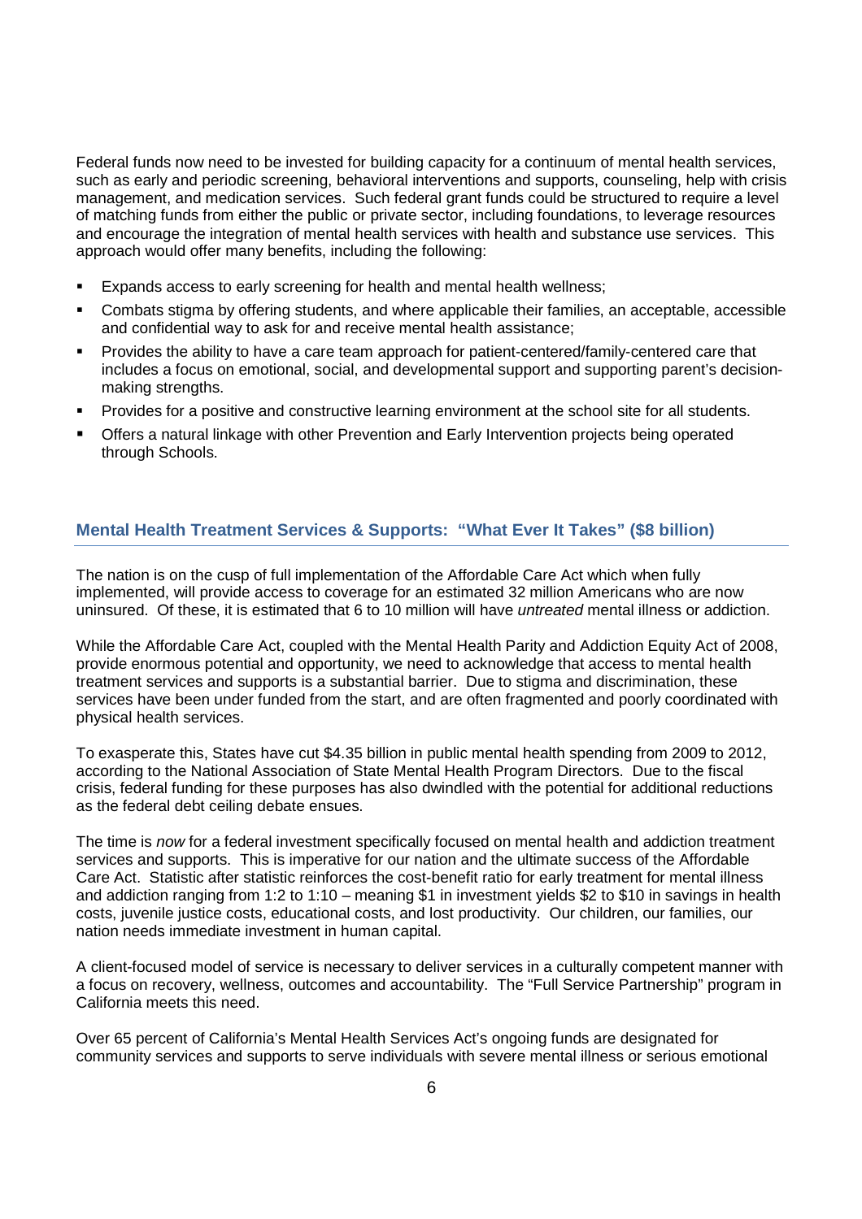Federal funds now need to be invested for building capacity for a continuum of mental health services, such as early and periodic screening, behavioral interventions and supports, counseling, help with crisis management, and medication services. Such federal grant funds could be structured to require a level of matching funds from either the public or private sector, including foundations, to leverage resources and encourage the integration of mental health services with health and substance use services. This approach would offer many benefits, including the following:

- Expands access to early screening for health and mental health wellness;
- Combats stigma by offering students, and where applicable their families, an acceptable, accessible and confidential way to ask for and receive mental health assistance;
- Provides the ability to have a care team approach for patient-centered/family-centered care that includes a focus on emotional, social, and developmental support and supporting parent's decision-making strengths.
- Provides for a positive and constructive learning environment at the school site for all students.
- Offers a natural linkage with other Prevention and Early Intervention projects being operated through Schools.

## Mental Health Treatment Services & Supports: "What Ever It Takes" ($8 billion)

The nation is on the cusp of full implementation of the Affordable Care Act which when fully implemented, will provide access to coverage for an estimated 32 million Americans who are now uninsured. Of these, it is estimated that 6 to 10 million will have *untreated* mental illness or addiction.

While the Affordable Care Act, coupled with the Mental Health Parity and Addiction Equity Act of 2008, provide enormous potential and opportunity, we need to acknowledge that access to mental health treatment services and supports is a substantial barrier. Due to stigma and discrimination, these services have been under funded from the start, and are often fragmented and poorly coordinated with physical health services.

To exasperate this, States have cut $4.35 billion in public mental health spending from 2009 to 2012, according to the National Association of State Mental Health Program Directors. Due to the fiscal crisis, federal funding for these purposes has also dwindled with the potential for additional reductions as the federal debt ceiling debate ensues.

The time is *now* for a federal investment specifically focused on mental health and addiction treatment services and supports. This is imperative for our nation and the ultimate success of the Affordable Care Act. Statistic after statistic reinforces the cost-benefit ratio for early treatment for mental illness and addiction ranging from 1:2 to 1:10 – meaning $1 in investment yields $2 to $10 in savings in health costs, juvenile justice costs, educational costs, and lost productivity. Our children, our families, our nation needs immediate investment in human capital.

A client-focused model of service is necessary to deliver services in a culturally competent manner with a focus on recovery, wellness, outcomes and accountability. The "Full Service Partnership" program in California meets this need.

Over 65 percent of California's Mental Health Services Act's ongoing funds are designated for community services and supports to serve individuals with severe mental illness or serious emotional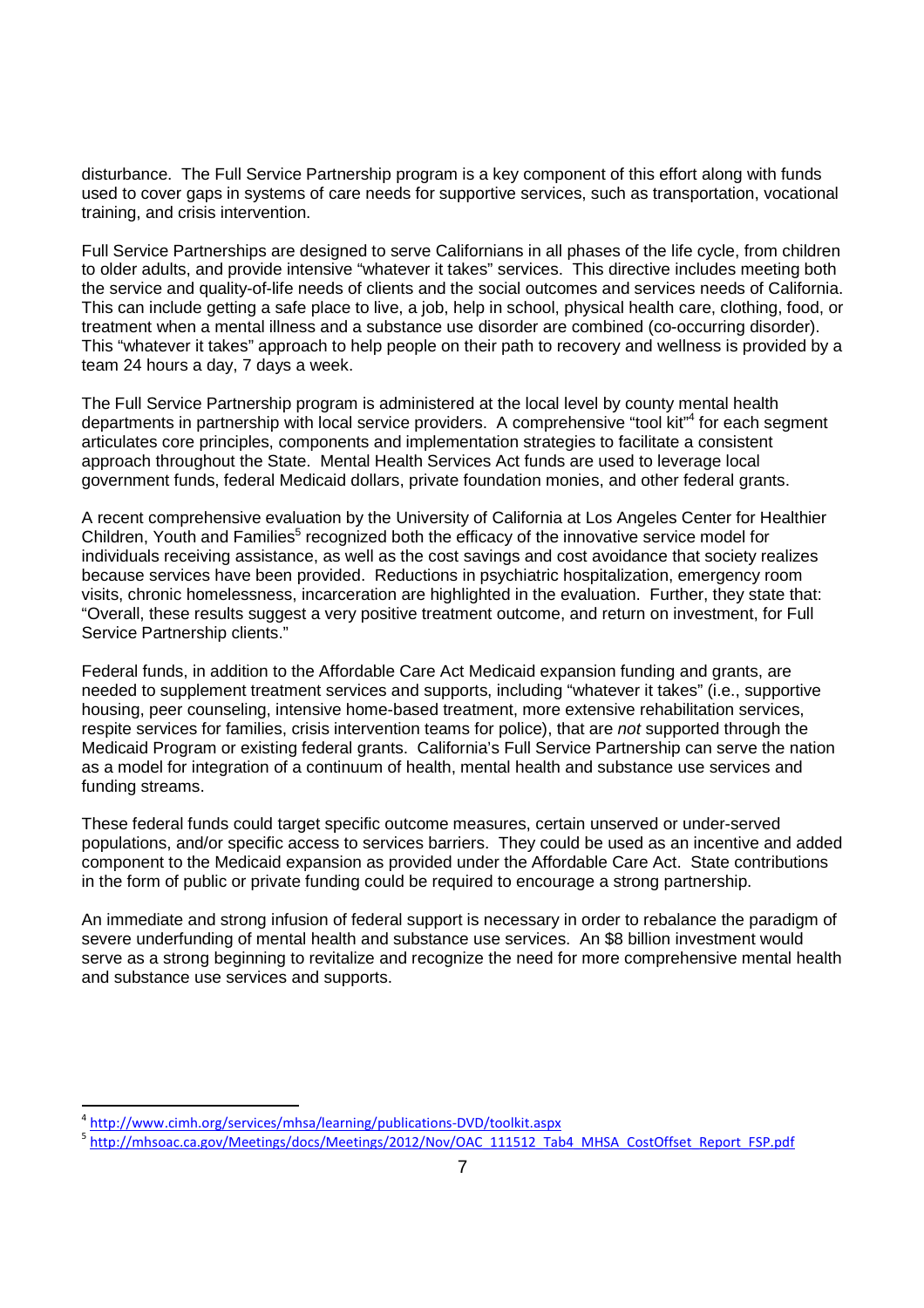disturbance. The Full Service Partnership program is a key component of this effort along with funds used to cover gaps in systems of care needs for supportive services, such as transportation, vocational training, and crisis intervention.

Full Service Partnerships are designed to serve Californians in all phases of the life cycle, from children to older adults, and provide intensive "whatever it takes" services. This directive includes meeting both the service and quality-of-life needs of clients and the social outcomes and services needs of California. This can include getting a safe place to live, a job, help in school, physical health care, clothing, food, or treatment when a mental illness and a substance use disorder are combined (co-occurring disorder). This "whatever it takes" approach to help people on their path to recovery and wellness is provided by a team 24 hours a day, 7 days a week.

The Full Service Partnership program is administered at the local level by county mental health departments in partnership with local service providers. A comprehensive "tool kit"[4] for each segment articulates core principles, components and implementation strategies to facilitate a consistent approach throughout the State. Mental Health Services Act funds are used to leverage local government funds, federal Medicaid dollars, private foundation monies, and other federal grants.

A recent comprehensive evaluation by the University of California at Los Angeles Center for Healthier Children, Youth and Families[5] recognized both the efficacy of the innovative service model for individuals receiving assistance, as well as the cost savings and cost avoidance that society realizes because services have been provided. Reductions in psychiatric hospitalization, emergency room visits, chronic homelessness, incarceration are highlighted in the evaluation. Further, they state that: "Overall, these results suggest a very positive treatment outcome, and return on investment, for Full Service Partnership clients."

Federal funds, in addition to the Affordable Care Act Medicaid expansion funding and grants, are needed to supplement treatment services and supports, including "whatever it takes" (i.e., supportive housing, peer counseling, intensive home-based treatment, more extensive rehabilitation services, respite services for families, crisis intervention teams for police), that are *not* supported through the Medicaid Program or existing federal grants. California's Full Service Partnership can serve the nation as a model for integration of a continuum of health, mental health and substance use services and funding streams.

These federal funds could target specific outcome measures, certain unserved or under-served populations, and/or specific access to services barriers. They could be used as an incentive and added component to the Medicaid expansion as provided under the Affordable Care Act. State contributions in the form of public or private funding could be required to encourage a strong partnership.

An immediate and strong infusion of federal support is necessary in order to rebalance the paradigm of severe underfunding of mental health and substance use services. An $8 billion investment would serve as a strong beginning to revitalize and recognize the need for more comprehensive mental health and substance use services and supports.

---

[4] http://www.cimh.org/services/mhsa/learning/publications-DVD/toolkit.aspx

[5] http://mhsoac.ca.gov/Meetings/docs/Meetings/2012/Nov/OAC_111512_Tab4_MHSA_CostOffset_Report_FSP.pdf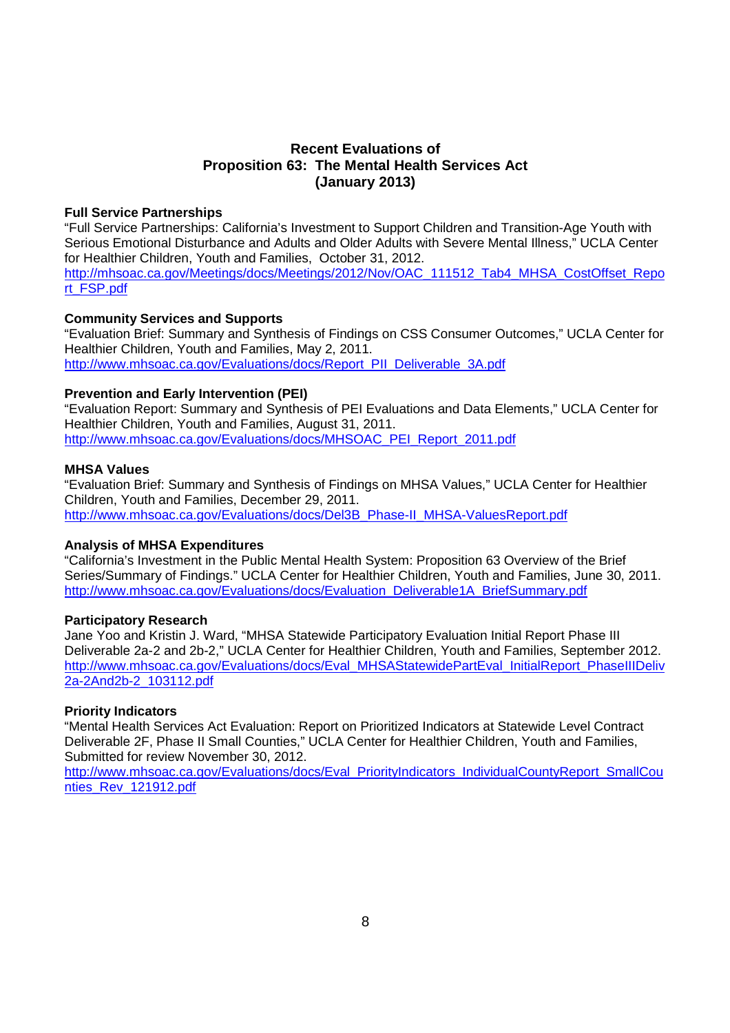# Recent Evaluations of Proposition 63: The Mental Health Services Act (January 2013)

**Full Service Partnerships**

"Full Service Partnerships: California's Investment to Support Children and Transition-Age Youth with Serious Emotional Disturbance and Adults and Older Adults with Severe Mental Illness," UCLA Center for Healthier Children, Youth and Families, October 31, 2012.
http://mhsoac.ca.gov/Meetings/docs/Meetings/2012/Nov/OAC_111512_Tab4_MHSA_CostOffset_Report_FSP.pdf

**Community Services and Supports**

"Evaluation Brief: Summary and Synthesis of Findings on CSS Consumer Outcomes," UCLA Center for Healthier Children, Youth and Families, May 2, 2011.
http://www.mhsoac.ca.gov/Evaluations/docs/Report_PII_Deliverable_3A.pdf

**Prevention and Early Intervention (PEI)**

"Evaluation Report: Summary and Synthesis of PEI Evaluations and Data Elements," UCLA Center for Healthier Children, Youth and Families, August 31, 2011.
http://www.mhsoac.ca.gov/Evaluations/docs/MHSOAC_PEI_Report_2011.pdf

**MHSA Values**

"Evaluation Brief: Summary and Synthesis of Findings on MHSA Values," UCLA Center for Healthier Children, Youth and Families, December 29, 2011.
http://www.mhsoac.ca.gov/Evaluations/docs/Del3B_Phase-II_MHSA-ValuesReport.pdf

**Analysis of MHSA Expenditures**

"California's Investment in the Public Mental Health System: Proposition 63 Overview of the Brief Series/Summary of Findings." UCLA Center for Healthier Children, Youth and Families, June 30, 2011.
http://www.mhsoac.ca.gov/Evaluations/docs/Evaluation_Deliverable1A_BriefSummary.pdf

**Participatory Research**

Jane Yoo and Kristin J. Ward, "MHSA Statewide Participatory Evaluation Initial Report Phase III Deliverable 2a-2 and 2b-2," UCLA Center for Healthier Children, Youth and Families, September 2012.
http://www.mhsoac.ca.gov/Evaluations/docs/Eval_MHSAStatewidePartEval_InitialReport_PhaseIIIDeliv2a-2And2b-2_103112.pdf

**Priority Indicators**

"Mental Health Services Act Evaluation: Report on Prioritized Indicators at Statewide Level Contract Deliverable 2F, Phase II Small Counties," UCLA Center for Healthier Children, Youth and Families, Submitted for review November 30, 2012.
http://www.mhsoac.ca.gov/Evaluations/docs/Eval_PriorityIndicators_IndividualCountyReport_SmallCounties_Rev_121912.pdf